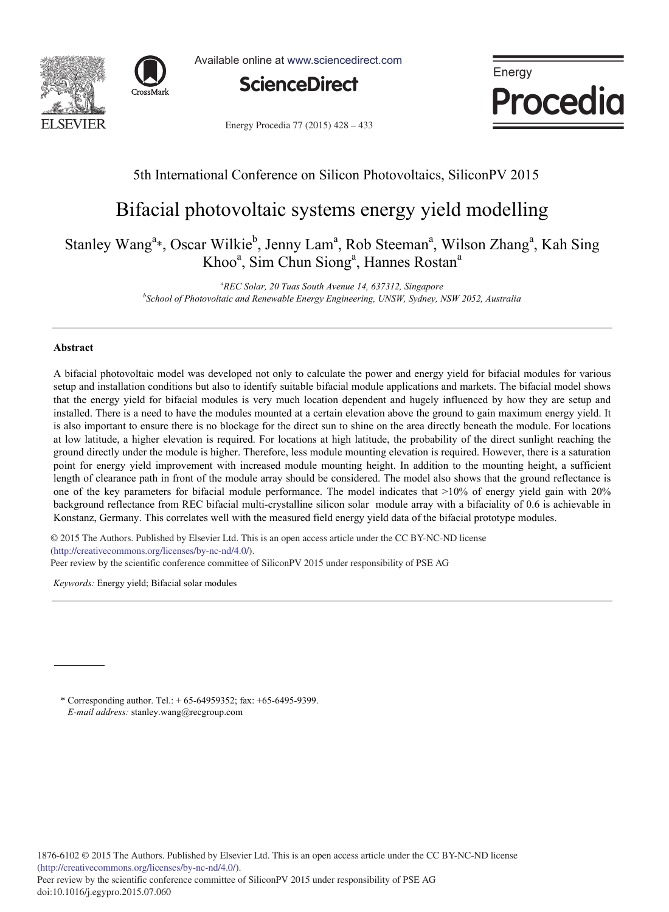5th International Conference on Silicon Photovoltaics, SiliconPV 2015

# Bifacial photovoltaic systems energy yield modelling

Stanley Wang[a]*, Oscar Wilkie[b], Jenny Lam[a], Rob Steeman[a], Wilson Zhang[a], Kah Sing Khoo[a], Sim Chun Siong[a], Hannes Rostan[a]

[a]*REC Solar, 20 Tuas South Avenue 14, 637312, Singapore*
[b]*School of Photovoltaic and Renewable Energy Engineering, UNSW, Sydney, NSW 2052, Australia*

---

## Abstract

A bifacial photovoltaic model was developed not only to calculate the power and energy yield for bifacial modules for various setup and installation conditions but also to identify suitable bifacial module applications and markets. The bifacial model shows that the energy yield for bifacial modules is very much location dependent and hugely influenced by how they are setup and installed. There is a need to have the modules mounted at a certain elevation above the ground to gain maximum energy yield. It is also important to ensure there is no blockage for the direct sun to shine on the area directly beneath the module. For locations at low latitude, a higher elevation is required. For locations at high latitude, the probability of the direct sunlight reaching the ground directly under the module is higher. Therefore, less module mounting elevation is required. However, there is a saturation point for energy yield improvement with increased module mounting height. In addition to the mounting height, a sufficient length of clearance path in front of the module array should be considered. The model also shows that the ground reflectance is one of the key parameters for bifacial module performance. The model indicates that >10% of energy yield gain with 20% background reflectance from REC bifacial multi-crystalline silicon solar module array with a bifaciality of 0.6 is achievable in Konstanz, Germany. This correlates well with the measured field energy yield data of the bifacial prototype modules.

© 2015 The Authors. Published by Elsevier Ltd. This is an open access article under the CC BY-NC-ND license (http://creativecommons.org/licenses/by-nc-nd/4.0/).
Peer review by the scientific conference committee of SiliconPV 2015 under responsibility of PSE AG

*Keywords:* Energy yield; Bifacial solar modules

---

\* Corresponding author. Tel.: + 65-64959352; fax: +65-6495-9399.
*E-mail address:* stanley.wang@recgroup.com

1876-6102 © 2015 The Authors. Published by Elsevier Ltd. This is an open access article under the CC BY-NC-ND license (http://creativecommons.org/licenses/by-nc-nd/4.0/).
Peer review by the scientific conference committee of SiliconPV 2015 under responsibility of PSE AG
doi:10.1016/j.egypro.2015.07.060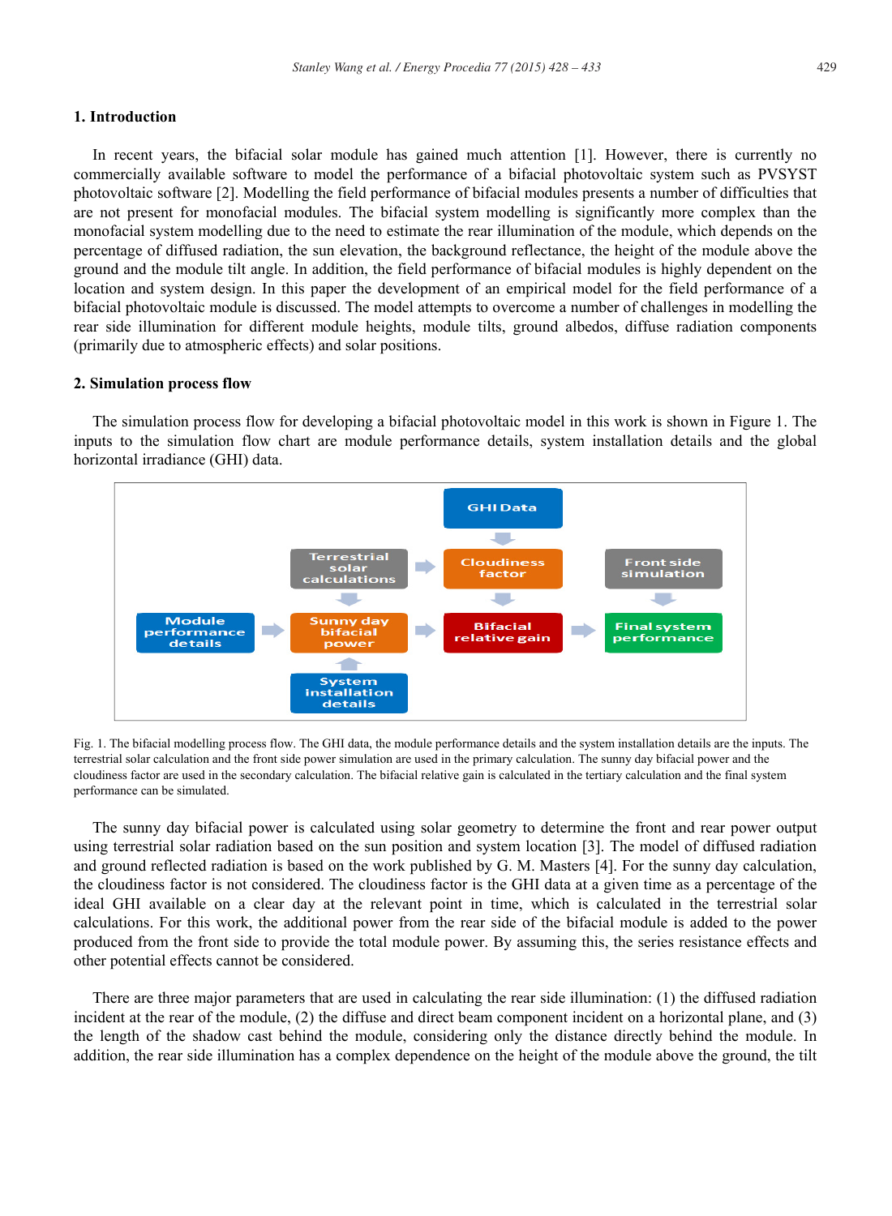## 1. Introduction

In recent years, the bifacial solar module has gained much attention [1]. However, there is currently no commercially available software to model the performance of a bifacial photovoltaic system such as PVSYST photovoltaic software [2]. Modelling the field performance of bifacial modules presents a number of difficulties that are not present for monofacial modules. The bifacial system modelling is significantly more complex than the monofacial system modelling due to the need to estimate the rear illumination of the module, which depends on the percentage of diffused radiation, the sun elevation, the background reflectance, the height of the module above the ground and the module tilt angle. In addition, the field performance of bifacial modules is highly dependent on the location and system design. In this paper the development of an empirical model for the field performance of a bifacial photovoltaic module is discussed. The model attempts to overcome a number of challenges in modelling the rear side illumination for different module heights, module tilts, ground albedos, diffuse radiation components (primarily due to atmospheric effects) and solar positions.

## 2. Simulation process flow

The simulation process flow for developing a bifacial photovoltaic model in this work is shown in Figure 1. The inputs to the simulation flow chart are module performance details, system installation details and the global horizontal irradiance (GHI) data.

GHI Data

Terrestrial solar calculations

Cloudiness factor

Front side simulation

Module performance details

Sunny day bifacial power

Bifacial relative gain

Final system performance

System installation details

Fig. 1. The bifacial modelling process flow. The GHI data, the module performance details and the system installation details are the inputs. The terrestrial solar calculation and the front side power simulation are used in the primary calculation. The sunny day bifacial power and the cloudiness factor are used in the secondary calculation. The bifacial relative gain is calculated in the tertiary calculation and the final system performance can be simulated.

The sunny day bifacial power is calculated using solar geometry to determine the front and rear power output using terrestrial solar radiation based on the sun position and system location [3]. The model of diffused radiation and ground reflected radiation is based on the work published by G. M. Masters [4]. For the sunny day calculation, the cloudiness factor is not considered. The cloudiness factor is the GHI data at a given time as a percentage of the ideal GHI available on a clear day at the relevant point in time, which is calculated in the terrestrial solar calculations. For this work, the additional power from the rear side of the bifacial module is added to the power produced from the front side to provide the total module power. By assuming this, the series resistance effects and other potential effects cannot be considered.

There are three major parameters that are used in calculating the rear side illumination: (1) the diffused radiation incident at the rear of the module, (2) the diffuse and direct beam component incident on a horizontal plane, and (3) the length of the shadow cast behind the module, considering only the distance directly behind the module. In addition, the rear side illumination has a complex dependence on the height of the module above the ground, the tilt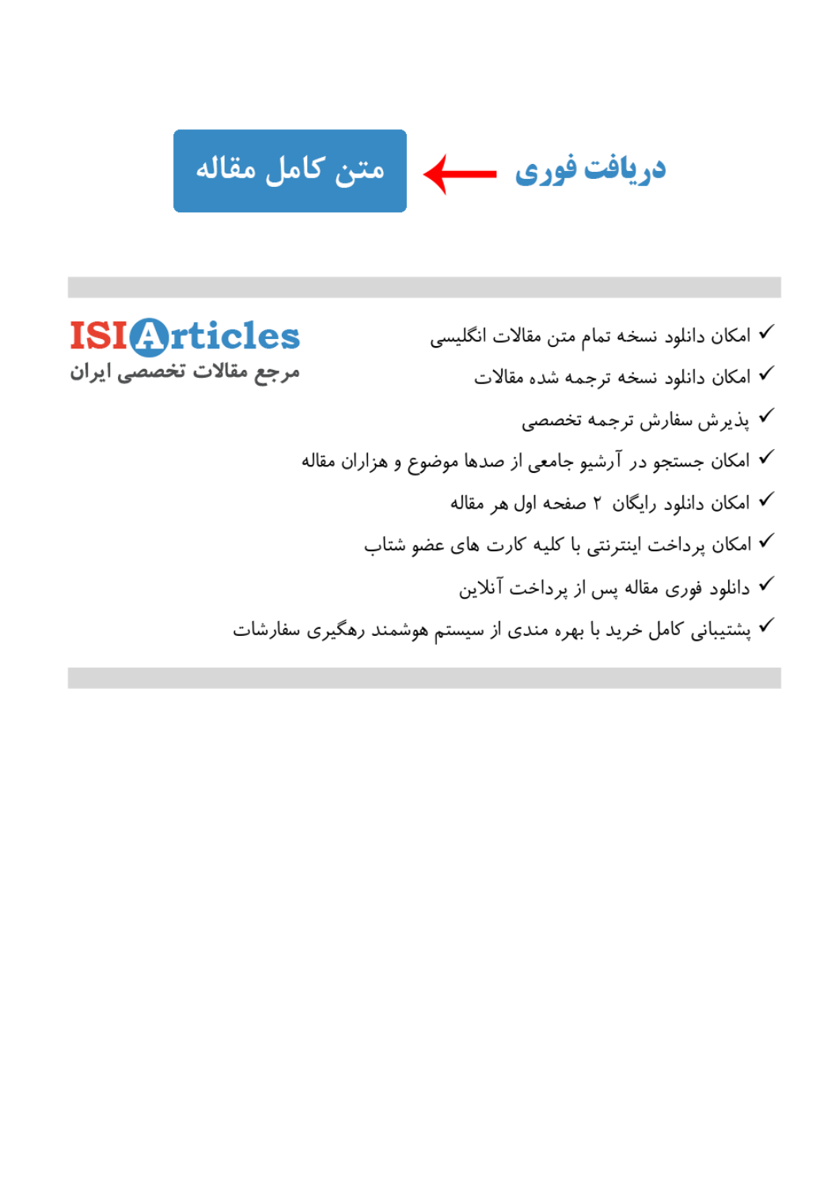دریافت فوری ← **متن کامل مقاله**

**ISIArticles**
مرجع مقالات تخصصی ایران

- ✓ امکان دانلود نسخه تمام متن مقالات انگلیسی
- ✓ امکان دانلود نسخه ترجمه شده مقالات
- ✓ پذیرش سفارش ترجمه تخصصی
- ✓ امکان جستجو در آرشیو جامعی از صدها موضوع و هزاران مقاله
- ✓ امکان دانلود رایگان ۲ صفحه اول هر مقاله
- ✓ امکان پرداخت اینترنتی با کلیه کارت های عضو شتاب
- ✓ دانلود فوری مقاله پس از پرداخت آنلاین
- ✓ پشتیبانی کامل خرید با بهره مندی از سیستم هوشمند رهگیری سفارشات